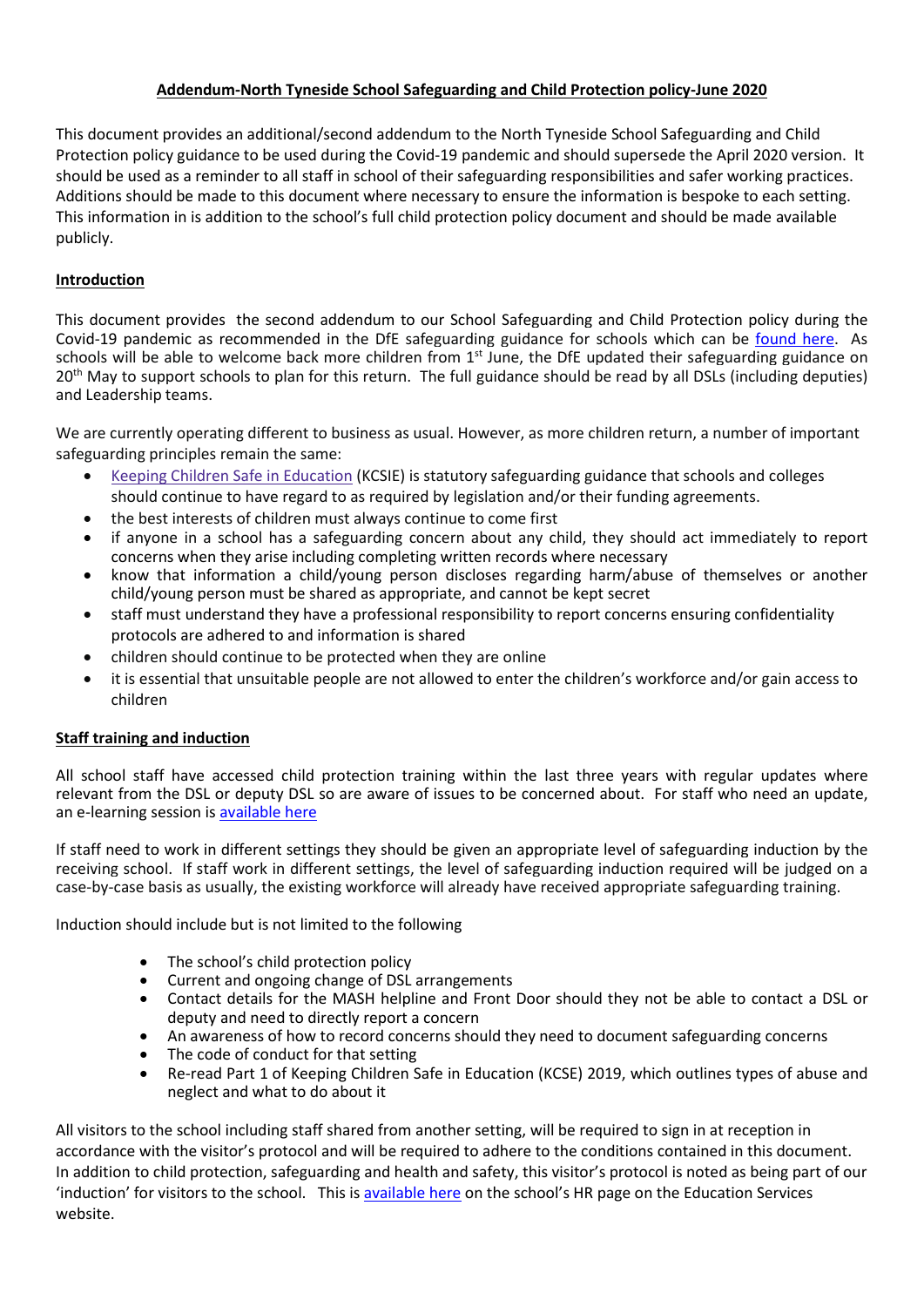# Addendum-North Tyneside School Safeguarding and Child Protection policy-June 2020

This document provides an additional/second addendum to the North Tyneside School Safeguarding and Child Protection policy guidance to be used during the Covid-19 pandemic and should supersede the April 2020 version. It should be used as a reminder to all staff in school of their safeguarding responsibilities and safer working practices. Additions should be made to this document where necessary to ensure the information is bespoke to each setting. This information in is addition to the school's full child protection policy document and should be made available publicly.

## Introduction

This document provides the second addendum to our School Safeguarding and Child Protection policy during the Covid-19 pandemic as recommended in the DfE safeguarding guidance for schools which can be found here. As schools will be able to welcome back more children from 1st June, the DfE updated their safeguarding guidance on 20th May to support schools to plan for this return. The full guidance should be read by all DSLs (including deputies) and Leadership teams.

We are currently operating different to business as usual. However, as more children return, a number of important safeguarding principles remain the same:

- Keeping Children Safe in Education (KCSIE) is statutory safeguarding guidance that schools and colleges should continue to have regard to as required by legislation and/or their funding agreements.
- the best interests of children must always continue to come first
- if anyone in a school has a safeguarding concern about any child, they should act immediately to report concerns when they arise including completing written records where necessary
- know that information a child/young person discloses regarding harm/abuse of themselves or another child/young person must be shared as appropriate, and cannot be kept secret
- staff must understand they have a professional responsibility to report concerns ensuring confidentiality protocols are adhered to and information is shared
- children should continue to be protected when they are online
- it is essential that unsuitable people are not allowed to enter the children's workforce and/or gain access to children

## Staff training and induction

All school staff have accessed child protection training within the last three years with regular updates where relevant from the DSL or deputy DSL so are aware of issues to be concerned about. For staff who need an update, an e-learning session is available here

If staff need to work in different settings they should be given an appropriate level of safeguarding induction by the receiving school. If staff work in different settings, the level of safeguarding induction required will be judged on a case-by-case basis as usually, the existing workforce will already have received appropriate safeguarding training.

Induction should include but is not limited to the following

- The school's child protection policy
- Current and ongoing change of DSL arrangements
- Contact details for the MASH helpline and Front Door should they not be able to contact a DSL or deputy and need to directly report a concern
- An awareness of how to record concerns should they need to document safeguarding concerns
- The code of conduct for that setting
- Re-read Part 1 of Keeping Children Safe in Education (KCSE) 2019, which outlines types of abuse and neglect and what to do about it

All visitors to the school including staff shared from another setting, will be required to sign in at reception in accordance with the visitor's protocol and will be required to adhere to the conditions contained in this document. In addition to child protection, safeguarding and health and safety, this visitor's protocol is noted as being part of our 'induction' for visitors to the school. This is available here on the school's HR page on the Education Services website.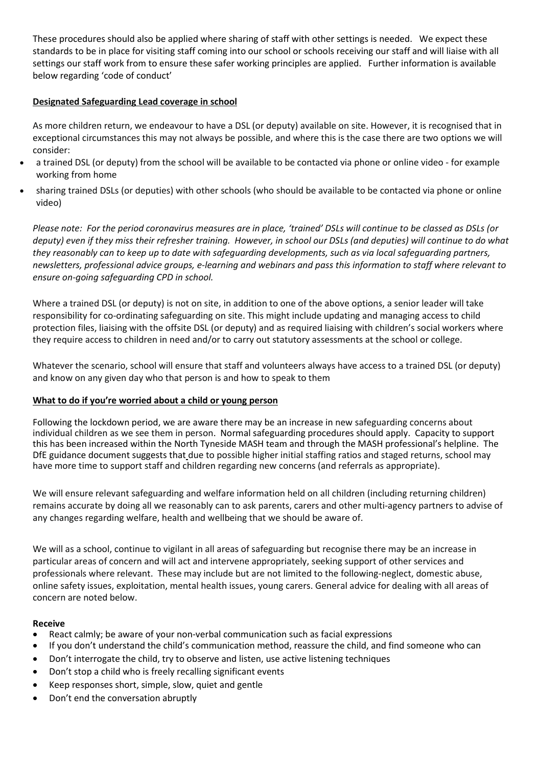These procedures should also be applied where sharing of staff with other settings is needed. We expect these standards to be in place for visiting staff coming into our school or schools receiving our staff and will liaise with all settings our staff work from to ensure these safer working principles are applied. Further information is available below regarding 'code of conduct'

**Designated Safeguarding Lead coverage in school**

As more children return, we endeavour to have a DSL (or deputy) available on site. However, it is recognised that in exceptional circumstances this may not always be possible, and where this is the case there are two options we will consider:

- a trained DSL (or deputy) from the school will be available to be contacted via phone or online video - for example working from home
- sharing trained DSLs (or deputies) with other schools (who should be available to be contacted via phone or online video)

*Please note: For the period coronavirus measures are in place, 'trained' DSLs will continue to be classed as DSLs (or deputy) even if they miss their refresher training. However, in school our DSLs (and deputies) will continue to do what they reasonably can to keep up to date with safeguarding developments, such as via local safeguarding partners, newsletters, professional advice groups, e-learning and webinars and pass this information to staff where relevant to ensure on-going safeguarding CPD in school.*

Where a trained DSL (or deputy) is not on site, in addition to one of the above options, a senior leader will take responsibility for co-ordinating safeguarding on site. This might include updating and managing access to child protection files, liaising with the offsite DSL (or deputy) and as required liaising with children's social workers where they require access to children in need and/or to carry out statutory assessments at the school or college.

Whatever the scenario, school will ensure that staff and volunteers always have access to a trained DSL (or deputy) and know on any given day who that person is and how to speak to them

**What to do if you're worried about a child or young person**

Following the lockdown period, we are aware there may be an increase in new safeguarding concerns about individual children as we see them in person. Normal safeguarding procedures should apply. Capacity to support this has been increased within the North Tyneside MASH team and through the MASH professional's helpline. The DfE guidance document suggests that due to possible higher initial staffing ratios and staged returns, school may have more time to support staff and children regarding new concerns (and referrals as appropriate).

We will ensure relevant safeguarding and welfare information held on all children (including returning children) remains accurate by doing all we reasonably can to ask parents, carers and other multi-agency partners to advise of any changes regarding welfare, health and wellbeing that we should be aware of.

We will as a school, continue to vigilant in all areas of safeguarding but recognise there may be an increase in particular areas of concern and will act and intervene appropriately, seeking support of other services and professionals where relevant. These may include but are not limited to the following-neglect, domestic abuse, online safety issues, exploitation, mental health issues, young carers. General advice for dealing with all areas of concern are noted below.

**Receive**

- React calmly; be aware of your non-verbal communication such as facial expressions
- If you don't understand the child's communication method, reassure the child, and find someone who can
- Don't interrogate the child, try to observe and listen, use active listening techniques
- Don't stop a child who is freely recalling significant events
- Keep responses short, simple, slow, quiet and gentle
- Don't end the conversation abruptly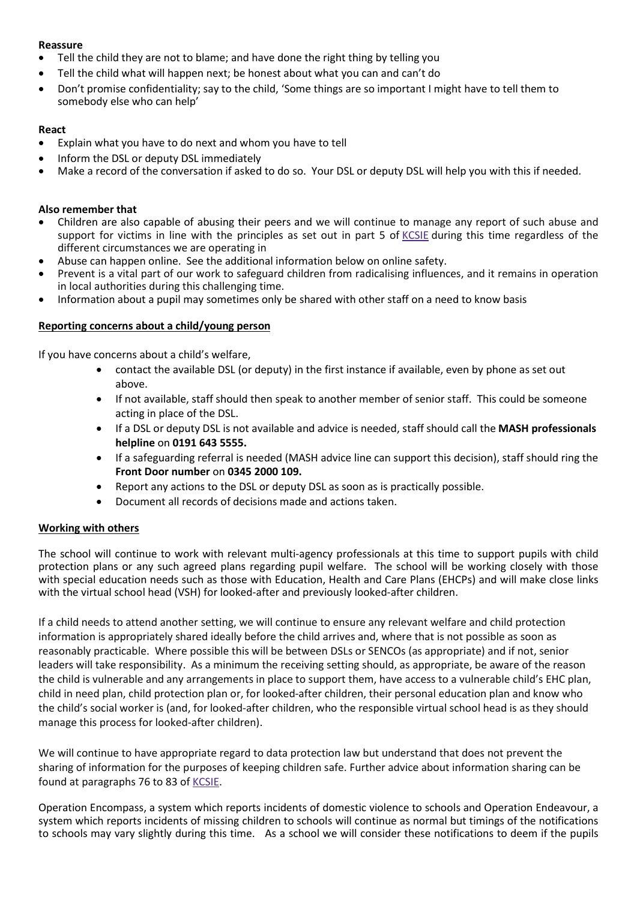**Reassure**

- Tell the child they are not to blame; and have done the right thing by telling you
- Tell the child what will happen next; be honest about what you can and can't do
- Don't promise confidentiality; say to the child, 'Some things are so important I might have to tell them to somebody else who can help'

**React**

- Explain what you have to do next and whom you have to tell
- Inform the DSL or deputy DSL immediately
- Make a record of the conversation if asked to do so. Your DSL or deputy DSL will help you with this if needed.

**Also remember that**

- Children are also capable of abusing their peers and we will continue to manage any report of such abuse and support for victims in line with the principles as set out in part 5 of KCSIE during this time regardless of the different circumstances we are operating in
- Abuse can happen online. See the additional information below on online safety.
- Prevent is a vital part of our work to safeguard children from radicalising influences, and it remains in operation in local authorities during this challenging time.
- Information about a pupil may sometimes only be shared with other staff on a need to know basis

**Reporting concerns about a child/young person**

If you have concerns about a child's welfare,

- contact the available DSL (or deputy) in the first instance if available, even by phone as set out above.
- If not available, staff should then speak to another member of senior staff. This could be someone acting in place of the DSL.
- If a DSL or deputy DSL is not available and advice is needed, staff should call the **MASH professionals helpline** on **0191 643 5555.**
- If a safeguarding referral is needed (MASH advice line can support this decision), staff should ring the **Front Door number** on **0345 2000 109.**
- Report any actions to the DSL or deputy DSL as soon as is practically possible.
- Document all records of decisions made and actions taken.

**Working with others**

The school will continue to work with relevant multi-agency professionals at this time to support pupils with child protection plans or any such agreed plans regarding pupil welfare. The school will be working closely with those with special education needs such as those with Education, Health and Care Plans (EHCPs) and will make close links with the virtual school head (VSH) for looked-after and previously looked-after children.

If a child needs to attend another setting, we will continue to ensure any relevant welfare and child protection information is appropriately shared ideally before the child arrives and, where that is not possible as soon as reasonably practicable. Where possible this will be between DSLs or SENCOs (as appropriate) and if not, senior leaders will take responsibility. As a minimum the receiving setting should, as appropriate, be aware of the reason the child is vulnerable and any arrangements in place to support them, have access to a vulnerable child's EHC plan, child in need plan, child protection plan or, for looked-after children, their personal education plan and know who the child's social worker is (and, for looked-after children, who the responsible virtual school head is as they should manage this process for looked-after children).

We will continue to have appropriate regard to data protection law but understand that does not prevent the sharing of information for the purposes of keeping children safe. Further advice about information sharing can be found at paragraphs 76 to 83 of KCSIE.

Operation Encompass, a system which reports incidents of domestic violence to schools and Operation Endeavour, a system which reports incidents of missing children to schools will continue as normal but timings of the notifications to schools may vary slightly during this time. As a school we will consider these notifications to deem if the pupils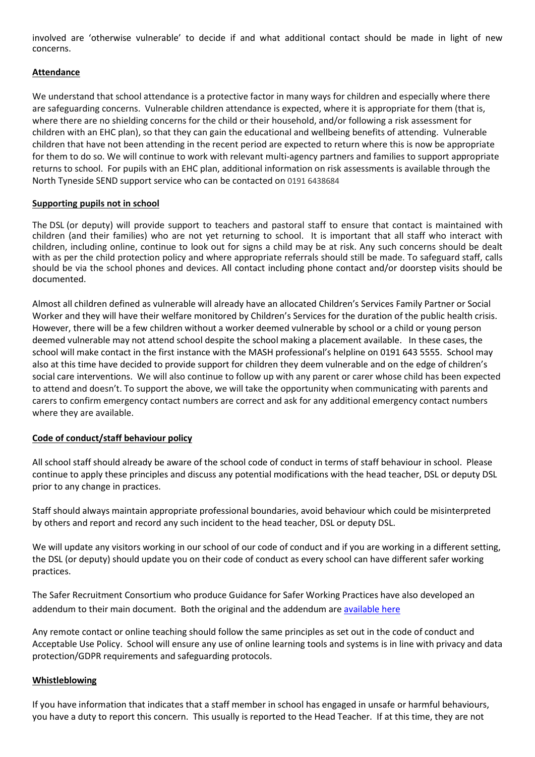involved are 'otherwise vulnerable' to decide if and what additional contact should be made in light of new concerns.

## Attendance

We understand that school attendance is a protective factor in many ways for children and especially where there are safeguarding concerns. Vulnerable children attendance is expected, where it is appropriate for them (that is, where there are no shielding concerns for the child or their household, and/or following a risk assessment for children with an EHC plan), so that they can gain the educational and wellbeing benefits of attending. Vulnerable children that have not been attending in the recent period are expected to return where this is now be appropriate for them to do so. We will continue to work with relevant multi-agency partners and families to support appropriate returns to school. For pupils with an EHC plan, additional information on risk assessments is available through the North Tyneside SEND support service who can be contacted on 0191 6438684

## Supporting pupils not in school

The DSL (or deputy) will provide support to teachers and pastoral staff to ensure that contact is maintained with children (and their families) who are not yet returning to school. It is important that all staff who interact with children, including online, continue to look out for signs a child may be at risk. Any such concerns should be dealt with as per the child protection policy and where appropriate referrals should still be made. To safeguard staff, calls should be via the school phones and devices. All contact including phone contact and/or doorstep visits should be documented.

Almost all children defined as vulnerable will already have an allocated Children's Services Family Partner or Social Worker and they will have their welfare monitored by Children's Services for the duration of the public health crisis. However, there will be a few children without a worker deemed vulnerable by school or a child or young person deemed vulnerable may not attend school despite the school making a placement available. In these cases, the school will make contact in the first instance with the MASH professional's helpline on 0191 643 5555. School may also at this time have decided to provide support for children they deem vulnerable and on the edge of children's social care interventions. We will also continue to follow up with any parent or carer whose child has been expected to attend and doesn't. To support the above, we will take the opportunity when communicating with parents and carers to confirm emergency contact numbers are correct and ask for any additional emergency contact numbers where they are available.

## Code of conduct/staff behaviour policy

All school staff should already be aware of the school code of conduct in terms of staff behaviour in school. Please continue to apply these principles and discuss any potential modifications with the head teacher, DSL or deputy DSL prior to any change in practices.

Staff should always maintain appropriate professional boundaries, avoid behaviour which could be misinterpreted by others and report and record any such incident to the head teacher, DSL or deputy DSL.

We will update any visitors working in our school of our code of conduct and if you are working in a different setting, the DSL (or deputy) should update you on their code of conduct as every school can have different safer working practices.

The Safer Recruitment Consortium who produce Guidance for Safer Working Practices have also developed an addendum to their main document. Both the original and the addendum are available here

Any remote contact or online teaching should follow the same principles as set out in the code of conduct and Acceptable Use Policy. School will ensure any use of online learning tools and systems is in line with privacy and data protection/GDPR requirements and safeguarding protocols.

## Whistleblowing

If you have information that indicates that a staff member in school has engaged in unsafe or harmful behaviours, you have a duty to report this concern. This usually is reported to the Head Teacher. If at this time, they are not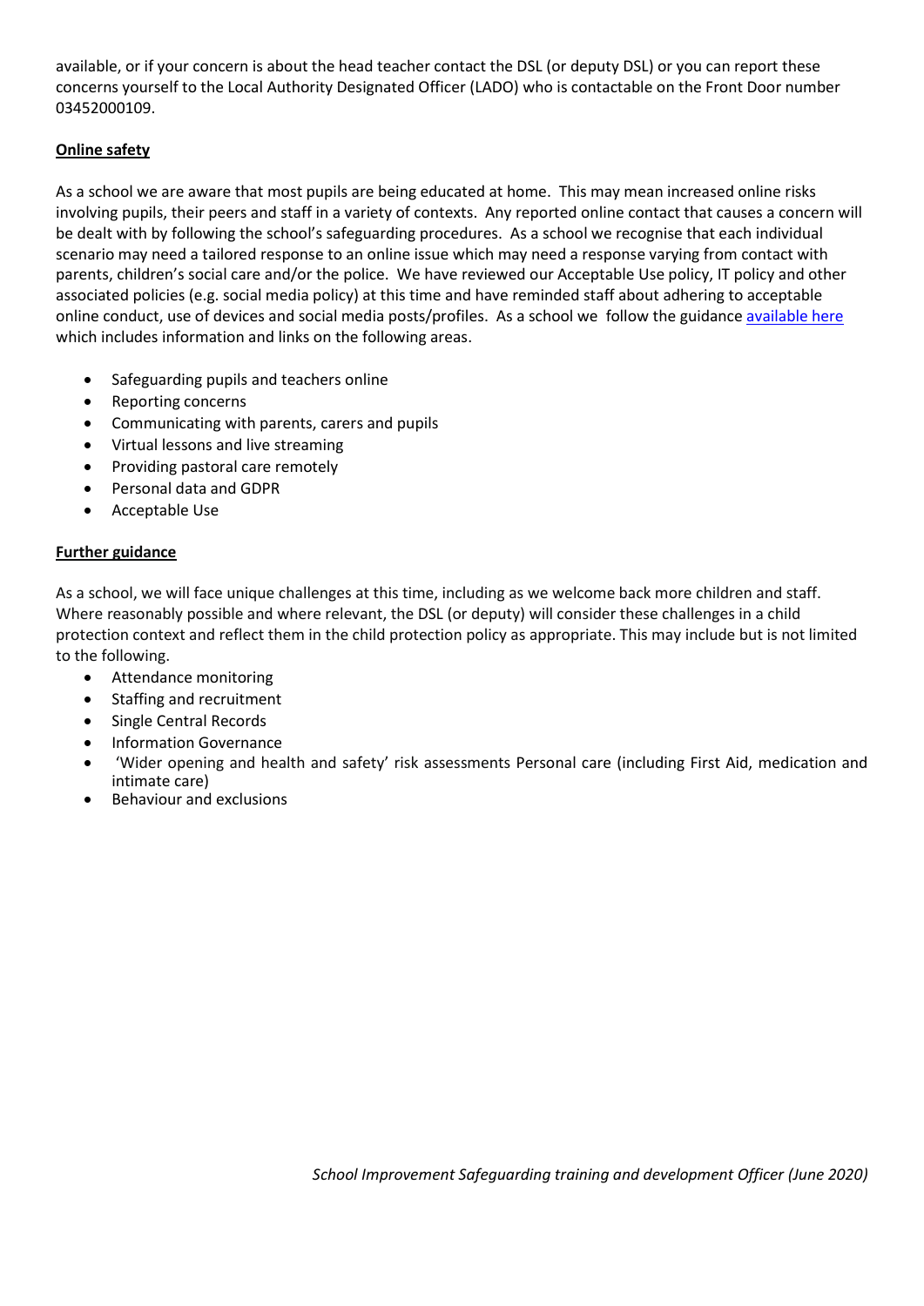available, or if your concern is about the head teacher contact the DSL (or deputy DSL) or you can report these concerns yourself to the Local Authority Designated Officer (LADO) who is contactable on the Front Door number 03452000109.

**Online safety**

As a school we are aware that most pupils are being educated at home. This may mean increased online risks involving pupils, their peers and staff in a variety of contexts. Any reported online contact that causes a concern will be dealt with by following the school's safeguarding procedures. As a school we recognise that each individual scenario may need a tailored response to an online issue which may need a response varying from contact with parents, children's social care and/or the police. We have reviewed our Acceptable Use policy, IT policy and other associated policies (e.g. social media policy) at this time and have reminded staff about adhering to acceptable online conduct, use of devices and social media posts/profiles. As a school we follow the guidance available here which includes information and links on the following areas.

- Safeguarding pupils and teachers online
- Reporting concerns
- Communicating with parents, carers and pupils
- Virtual lessons and live streaming
- Providing pastoral care remotely
- Personal data and GDPR
- Acceptable Use

**Further guidance**

As a school, we will face unique challenges at this time, including as we welcome back more children and staff. Where reasonably possible and where relevant, the DSL (or deputy) will consider these challenges in a child protection context and reflect them in the child protection policy as appropriate. This may include but is not limited to the following.

- Attendance monitoring
- Staffing and recruitment
- Single Central Records
- Information Governance
- 'Wider opening and health and safety' risk assessments Personal care (including First Aid, medication and intimate care)
- Behaviour and exclusions

*School Improvement Safeguarding training and development Officer (June 2020)*